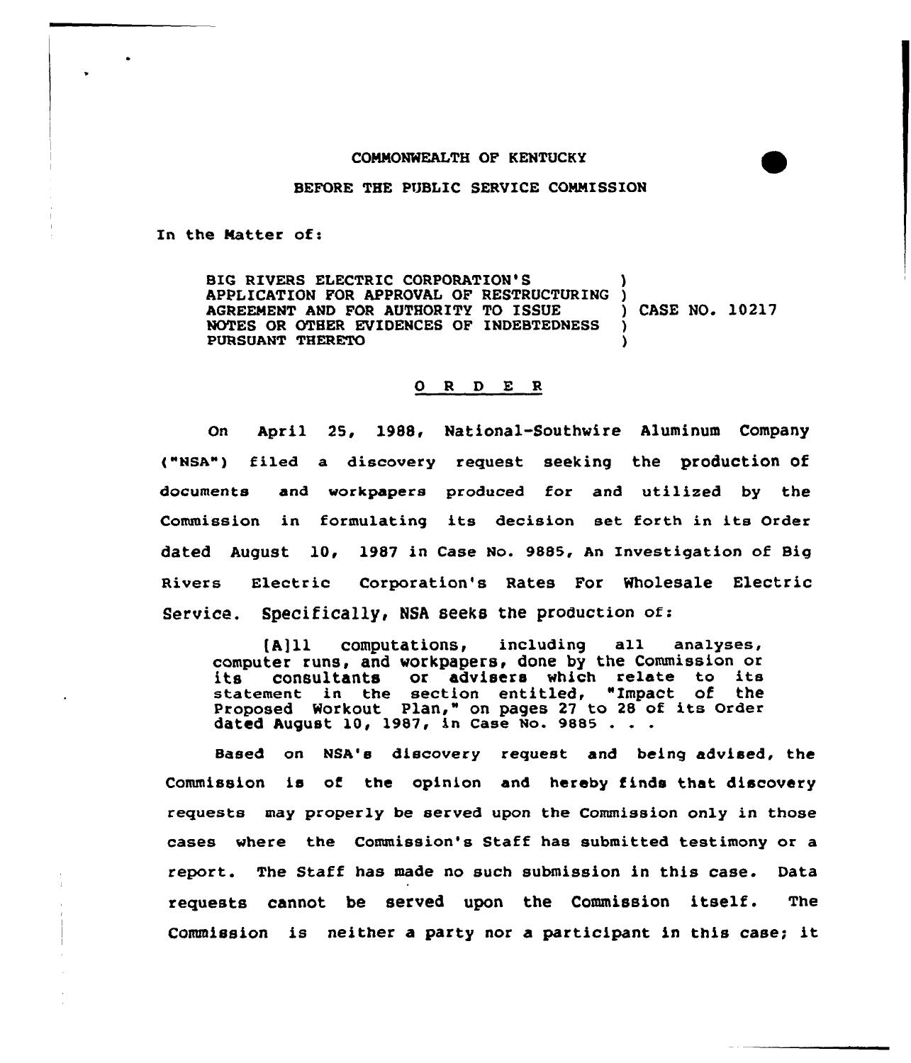COMMONWEALTH OF KENTUCKY

BEFORE THE PUBLIC SERVICE COMMISSION

In the Matter of:

| | | |
|---|---|---|
| BIG RIVERS ELECTRIC CORPORATION'S APPLICATION FOR APPROVAL OF RESTRUCTURING AGREEMENT AND FOR AUTHORITY TO ISSUE NOTES OR OTHER EVIDENCES OF INDEBTEDNESS PURSUANT THERETO | ) | CASE NO. 10217 |

## O R D E R

On April 25, 1988, National-Southwire Aluminum Company ("NSA") filed a discovery request seeking the production of documents and workpapers produced for and utilized by the Commission in formulating its decision set forth in its Order dated August 10, 1987 in Case No. 9885, An Investigation of Big Rivers Electric Corporation's Rates For Wholesale Electric Service. Specifically, NSA seeks the production of:

> [A]ll computations, including all analyses, computer runs, and workpapers, done by the Commission or its consultants or advisers which relate to its statement in the section entitled, "Impact of the Proposed Workout Plan," on pages 27 to 28 of its Order dated August 10, 1987, in Case No. 9885 . . .

Based on NSA's discovery request and being advised, the Commission is of the opinion and hereby finds that discovery requests may properly be served upon the Commission only in those cases where the Commission's Staff has submitted testimony or a report. The Staff has made no such submission in this case. Data requests cannot be served upon the Commission itself. The Commission is neither a party nor a participant in this case; it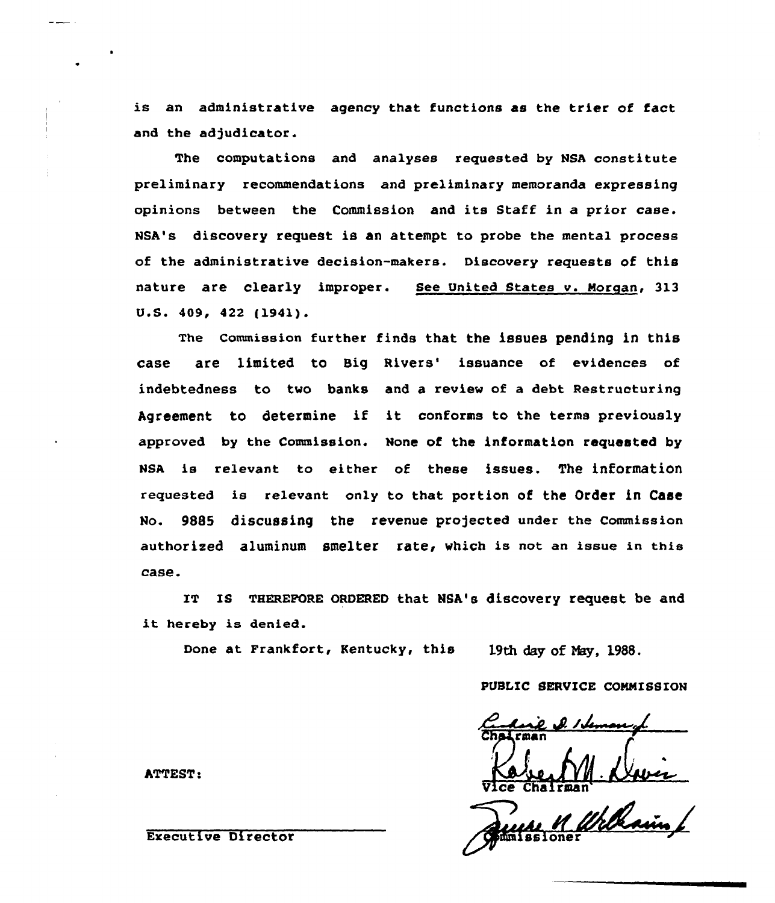is an administrative agency that functions as the trier of fact and the adjudicator.

The computations and analyses requested by NSA constitute preliminary recommendations and preliminary memoranda expressing opinions between the Commission and its Staff in a prior case. NSA's discovery request is an attempt to probe the mental process of the administrative decision-makers. Discovery requests of this nature are clearly improper. See United States v. Morgan, 313 U.S. 409, 422 (1941).

The Commission further finds that the issues pending in this case are limited to Big Rivers' issuance of evidences of indebtedness to two banks and a review of a debt Restructuring Agreement to determine if it conforms to the terms previously approved by the Commission. None of the information requested by NSA is relevant to either of these issues. The information requested is relevant only to that portion of the Order in Case No. 9885 discussing the revenue projected under the Commission authorized aluminum smelter rate, which is not an issue in this case.

IT IS THEREFORE ORDERED that NSA's discovery request be and it hereby is denied.

Done at Frankfort, Kentucky, this 19th day of May, 1988.

PUBLIC SERVICE COMMISSION

Chairman

Vice Chairman

Commissioner

ATTEST:

Executive Director